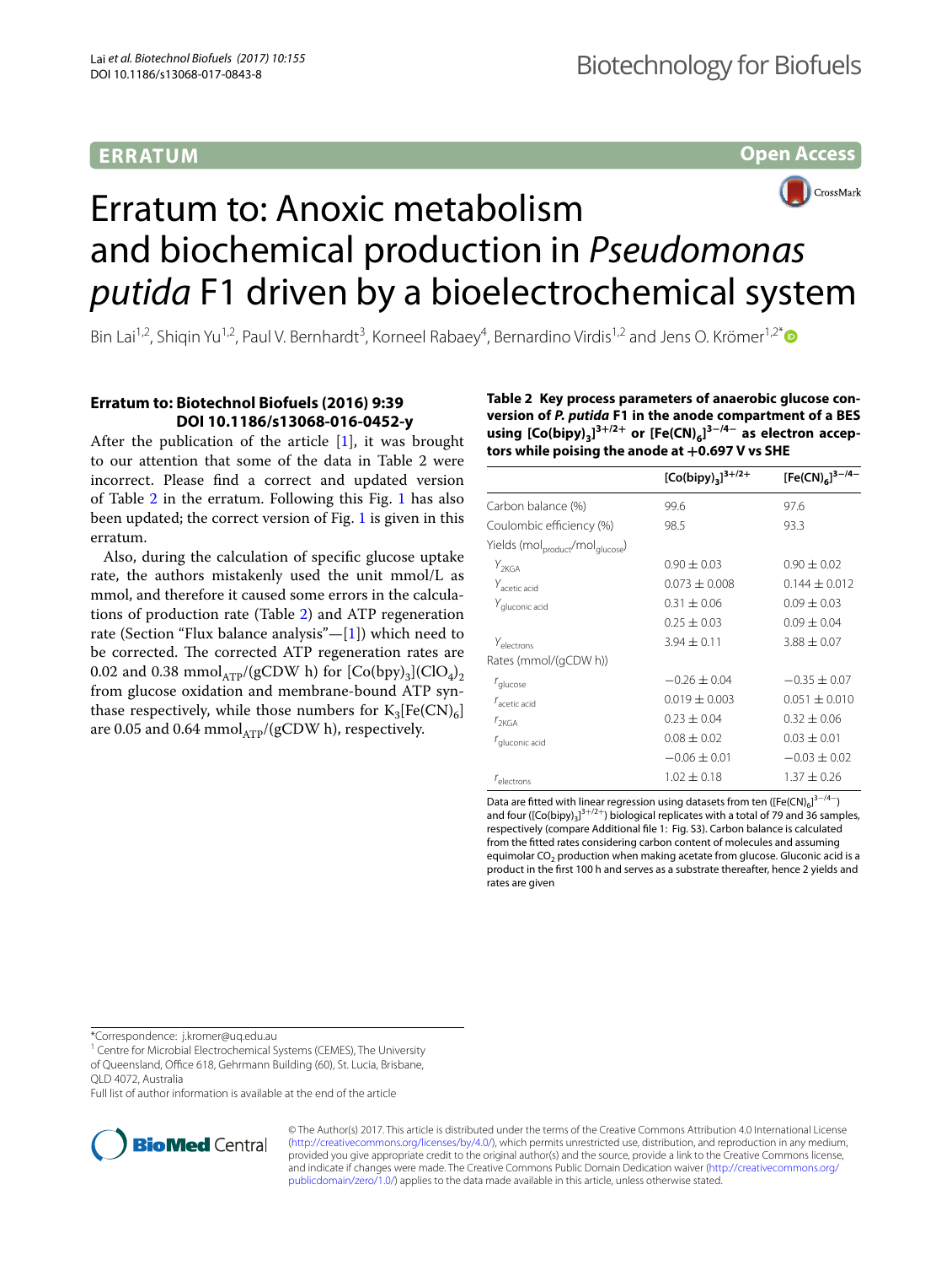**ERRATUM**

**Open Access**

# Erratum to: Anoxic metabolism and biochemical production in *Pseudomonas putida* F1 driven by a bioelectrochemical system

Bin Lai[1,2], Shiqin Yu[1,2], Paul V. Bernhardt[3], Korneel Rabaey[4], Bernardino Virdis[1,2] and Jens O. Krömer[1,2*]

**Erratum to: Biotechnol Biofuels (2016) 9:39 DOI 10.1186/s13068-016-0452-y**

After the publication of the article [1], it was brought to our attention that some of the data in Table 2 were incorrect. Please find a correct and updated version of Table 2 in the erratum. Following this Fig. 1 has also been updated; the correct version of Fig. 1 is given in this erratum.

Also, during the calculation of specific glucose uptake rate, the authors mistakenly used the unit mmol/L as mmol, and therefore it caused some errors in the calculations of production rate (Table 2) and ATP regeneration rate (Section "Flux balance analysis"—[1]) which need to be corrected. The corrected ATP regeneration rates are 0.02 and 0.38 $mmol_{ATP}$/(gCDW h) for $[Co(bpy)_3](ClO_4)_2$ from glucose oxidation and membrane-bound ATP synthase respectively, while those numbers for $K_3[Fe(CN)_6]$ are 0.05 and 0.64 $mmol_{ATP}$/(gCDW h), respectively.

**Table 2 Key process parameters of anaerobic glucose conversion of *P. putida* F1 in the anode compartment of a BES using $[Co(bipy)_3]^{3+/2+}$ or $[Fe(CN)_6]^{3-/4-}$ as electron acceptors while poising the anode at +0.697 V vs SHE**

| | $[Co(bipy)_3]^{3+/2+}$ | $[Fe(CN)_6]^{3-/4-}$ |
|---|---|---|
| Carbon balance (%) | 99.6 | 97.6 |
| Coulombic efficiency (%) | 98.5 | 93.3 |
| Yields ($mol_{product}/mol_{glucose}$) | | |
| $Y_{2KGA}$ | 0.90 ± 0.03 | 0.90 ± 0.02 |
| $Y_{acetic\ acid}$ | 0.073 ± 0.008 | 0.144 ± 0.012 |
| $Y_{gluconic\ acid}$ | 0.31 ± 0.06 | 0.09 ± 0.03 |
| | 0.25 ± 0.03 | 0.09 ± 0.04 |
| $Y_{electrons}$ | 3.94 ± 0.11 | 3.88 ± 0.07 |
| Rates (mmol/(gCDW h)) | | |
| $r_{glucose}$ | −0.26 ± 0.04 | −0.35 ± 0.07 |
| $r_{acetic\ acid}$ | 0.019 ± 0.003 | 0.051 ± 0.010 |
| $r_{2KGA}$ | 0.23 ± 0.04 | 0.32 ± 0.06 |
| $r_{gluconic\ acid}$ | 0.08 ± 0.02 | 0.03 ± 0.01 |
| | −0.06 ± 0.01 | −0.03 ± 0.02 |
| $r_{electrons}$ | 1.02 ± 0.18 | 1.37 ± 0.26 |

Data are fitted with linear regression using datasets from ten ($[Fe(CN)_6]^{3-/4-}$) and four ($[Co(bipy)_3]^{3+/2+}$) biological replicates with a total of 79 and 36 samples, respectively (compare Additional file 1: Fig. S3). Carbon balance is calculated from the fitted rates considering carbon content of molecules and assuming equimolar $CO_2$ production when making acetate from glucose. Gluconic acid is a product in the first 100 h and serves as a substrate thereafter, hence 2 yields and rates are given

*Correspondence: j.kromer@uq.edu.au
[1] Centre for Microbial Electrochemical Systems (CEMES), The University of Queensland, Office 618, Gehrmann Building (60), St. Lucia, Brisbane, QLD 4072, Australia
Full list of author information is available at the end of the article

© The Author(s) 2017. This article is distributed under the terms of the Creative Commons Attribution 4.0 International License (http://creativecommons.org/licenses/by/4.0/), which permits unrestricted use, distribution, and reproduction in any medium, provided you give appropriate credit to the original author(s) and the source, provide a link to the Creative Commons license, and indicate if changes were made. The Creative Commons Public Domain Dedication waiver (http://creativecommons.org/publicdomain/zero/1.0/) applies to the data made available in this article, unless otherwise stated.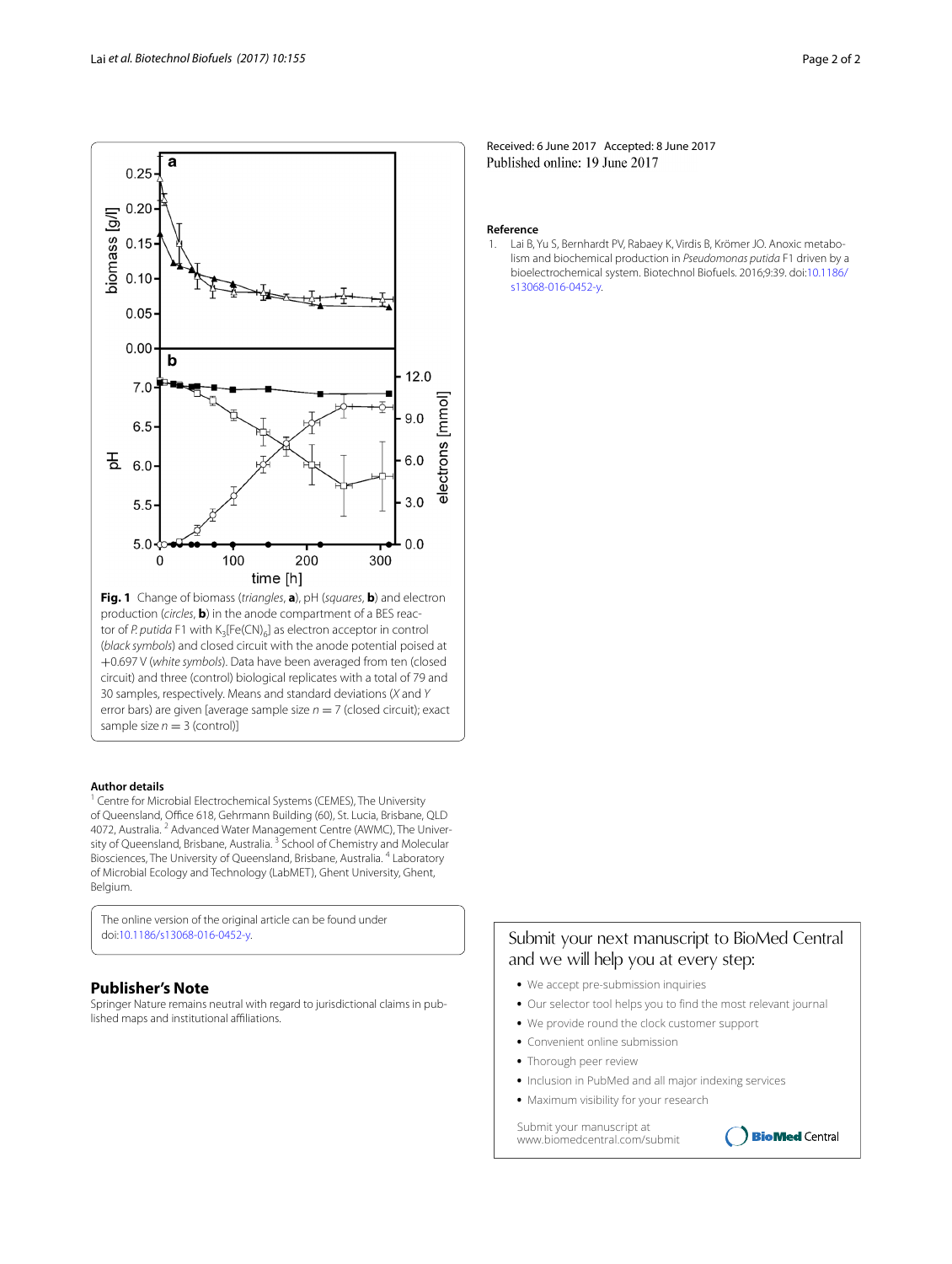a

0.25
0.20
0.15
0.10
0.05
0.00

biomass [g/l]

b

7.0
6.5
6.0
5.5
5.0

pH

12.0
9.0
6.0
3.0
0.0

electrons [mmol]

0
100
200
300

time [h]

**Fig. 1** Change of biomass (*triangles*, **a**), pH (*squares*, **b**) and electron production (*circles*, **b**) in the anode compartment of a BES reactor of *P. putida* F1 with $K_3[Fe(CN)_6]$ as electron acceptor in control (*black symbols*) and closed circuit with the anode potential poised at +0.697 V (*white symbols*). Data have been averaged from ten (closed circuit) and three (control) biological replicates with a total of 79 and 30 samples, respectively. Means and standard deviations (*X* and *Y* error bars) are given [average sample size $n = 7$ (closed circuit); exact sample size $n = 3$ (control)]

### Author details

[1] Centre for Microbial Electrochemical Systems (CEMES), The University of Queensland, Office 618, Gehrmann Building (60), St. Lucia, Brisbane, QLD 4072, Australia. [2] Advanced Water Management Centre (AWMC), The University of Queensland, Brisbane, Australia. [3] School of Chemistry and Molecular Biosciences, The University of Queensland, Brisbane, Australia. [4] Laboratory of Microbial Ecology and Technology (LabMET), Ghent University, Ghent, Belgium.

The online version of the original article can be found under doi:10.1186/s13068-016-0452-y.

## Publisher's Note

Springer Nature remains neutral with regard to jurisdictional claims in published maps and institutional affiliations.

Received: 6 June 2017 Accepted: 8 June 2017
Published online: 19 June 2017

### Reference

1. Lai B, Yu S, Bernhardt PV, Rabaey K, Virdis B, Krömer JO. Anoxic metabolism and biochemical production in *Pseudomonas putida* F1 driven by a bioelectrochemical system. Biotechnol Biofuels. 2016;9:39. doi:10.1186/s13068-016-0452-y.